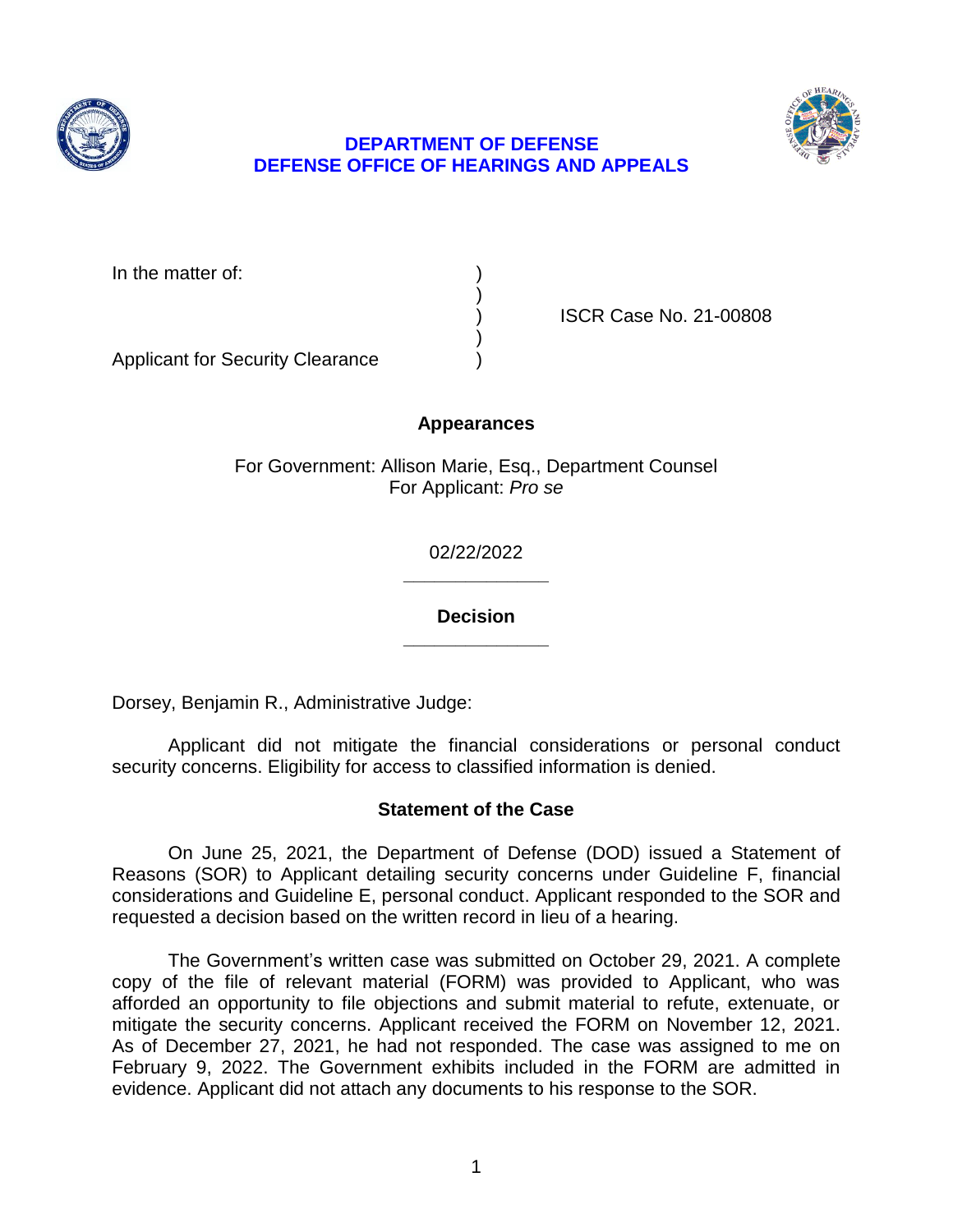**DEPARTMENT OF DEFENSE**
**DEFENSE OFFICE OF HEARINGS AND APPEALS**

In the matter of: )
)
) ISCR Case No. 21-00808
)
Applicant for Security Clearance )

### Appearances

For Government: Allison Marie, Esq., Department Counsel
For Applicant: *Pro se*

02/22/2022

______________

### Decision

______________

Dorsey, Benjamin R., Administrative Judge:

Applicant did not mitigate the financial considerations or personal conduct security concerns. Eligibility for access to classified information is denied.

### Statement of the Case

On June 25, 2021, the Department of Defense (DOD) issued a Statement of Reasons (SOR) to Applicant detailing security concerns under Guideline F, financial considerations and Guideline E, personal conduct. Applicant responded to the SOR and requested a decision based on the written record in lieu of a hearing.

The Government's written case was submitted on October 29, 2021. A complete copy of the file of relevant material (FORM) was provided to Applicant, who was afforded an opportunity to file objections and submit material to refute, extenuate, or mitigate the security concerns. Applicant received the FORM on November 12, 2021. As of December 27, 2021, he had not responded. The case was assigned to me on February 9, 2022. The Government exhibits included in the FORM are admitted in evidence. Applicant did not attach any documents to his response to the SOR.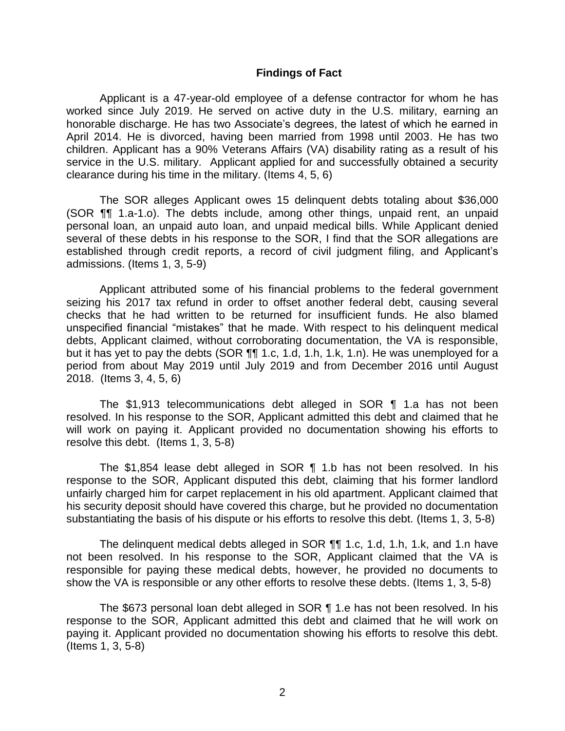## Findings of Fact

Applicant is a 47-year-old employee of a defense contractor for whom he has worked since July 2019. He served on active duty in the U.S. military, earning an honorable discharge. He has two Associate's degrees, the latest of which he earned in April 2014. He is divorced, having been married from 1998 until 2003. He has two children. Applicant has a 90% Veterans Affairs (VA) disability rating as a result of his service in the U.S. military. Applicant applied for and successfully obtained a security clearance during his time in the military. (Items 4, 5, 6)

The SOR alleges Applicant owes 15 delinquent debts totaling about $36,000 (SOR ¶¶ 1.a-1.o). The debts include, among other things, unpaid rent, an unpaid personal loan, an unpaid auto loan, and unpaid medical bills. While Applicant denied several of these debts in his response to the SOR, I find that the SOR allegations are established through credit reports, a record of civil judgment filing, and Applicant's admissions. (Items 1, 3, 5-9)

Applicant attributed some of his financial problems to the federal government seizing his 2017 tax refund in order to offset another federal debt, causing several checks that he had written to be returned for insufficient funds. He also blamed unspecified financial "mistakes" that he made. With respect to his delinquent medical debts, Applicant claimed, without corroborating documentation, the VA is responsible, but it has yet to pay the debts (SOR ¶¶ 1.c, 1.d, 1.h, 1.k, 1.n). He was unemployed for a period from about May 2019 until July 2019 and from December 2016 until August 2018. (Items 3, 4, 5, 6)

The $1,913 telecommunications debt alleged in SOR ¶ 1.a has not been resolved. In his response to the SOR, Applicant admitted this debt and claimed that he will work on paying it. Applicant provided no documentation showing his efforts to resolve this debt. (Items 1, 3, 5-8)

The $1,854 lease debt alleged in SOR ¶ 1.b has not been resolved. In his response to the SOR, Applicant disputed this debt, claiming that his former landlord unfairly charged him for carpet replacement in his old apartment. Applicant claimed that his security deposit should have covered this charge, but he provided no documentation substantiating the basis of his dispute or his efforts to resolve this debt. (Items 1, 3, 5-8)

The delinquent medical debts alleged in SOR ¶¶ 1.c, 1.d, 1.h, 1.k, and 1.n have not been resolved. In his response to the SOR, Applicant claimed that the VA is responsible for paying these medical debts, however, he provided no documents to show the VA is responsible or any other efforts to resolve these debts. (Items 1, 3, 5-8)

The $673 personal loan debt alleged in SOR ¶ 1.e has not been resolved. In his response to the SOR, Applicant admitted this debt and claimed that he will work on paying it. Applicant provided no documentation showing his efforts to resolve this debt. (Items 1, 3, 5-8)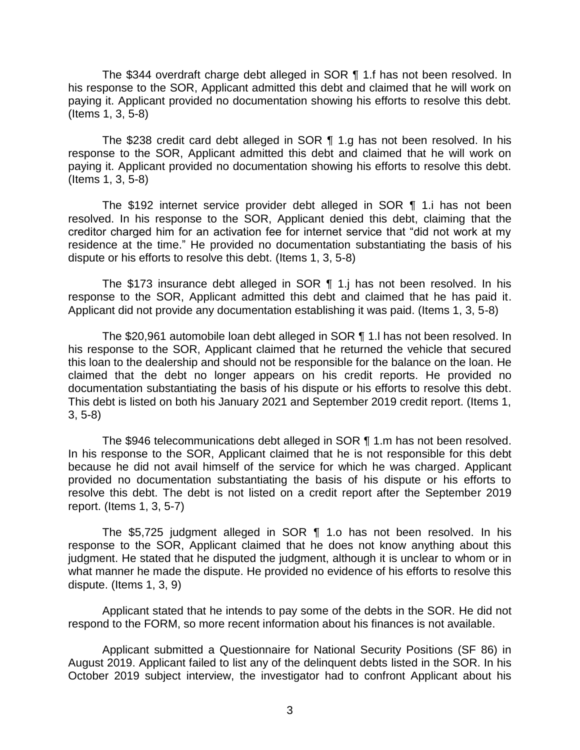The $344 overdraft charge debt alleged in SOR ¶ 1.f has not been resolved. In his response to the SOR, Applicant admitted this debt and claimed that he will work on paying it. Applicant provided no documentation showing his efforts to resolve this debt. (Items 1, 3, 5-8)

The $238 credit card debt alleged in SOR ¶ 1.g has not been resolved. In his response to the SOR, Applicant admitted this debt and claimed that he will work on paying it. Applicant provided no documentation showing his efforts to resolve this debt. (Items 1, 3, 5-8)

The $192 internet service provider debt alleged in SOR ¶ 1.i has not been resolved. In his response to the SOR, Applicant denied this debt, claiming that the creditor charged him for an activation fee for internet service that "did not work at my residence at the time." He provided no documentation substantiating the basis of his dispute or his efforts to resolve this debt. (Items 1, 3, 5-8)

The $173 insurance debt alleged in SOR ¶ 1.j has not been resolved. In his response to the SOR, Applicant admitted this debt and claimed that he has paid it. Applicant did not provide any documentation establishing it was paid. (Items 1, 3, 5-8)

The $20,961 automobile loan debt alleged in SOR ¶ 1.l has not been resolved. In his response to the SOR, Applicant claimed that he returned the vehicle that secured this loan to the dealership and should not be responsible for the balance on the loan. He claimed that the debt no longer appears on his credit reports. He provided no documentation substantiating the basis of his dispute or his efforts to resolve this debt. This debt is listed on both his January 2021 and September 2019 credit report. (Items 1, 3, 5-8)

The $946 telecommunications debt alleged in SOR ¶ 1.m has not been resolved. In his response to the SOR, Applicant claimed that he is not responsible for this debt because he did not avail himself of the service for which he was charged. Applicant provided no documentation substantiating the basis of his dispute or his efforts to resolve this debt. The debt is not listed on a credit report after the September 2019 report. (Items 1, 3, 5-7)

The $5,725 judgment alleged in SOR ¶ 1.o has not been resolved. In his response to the SOR, Applicant claimed that he does not know anything about this judgment. He stated that he disputed the judgment, although it is unclear to whom or in what manner he made the dispute. He provided no evidence of his efforts to resolve this dispute. (Items 1, 3, 9)

Applicant stated that he intends to pay some of the debts in the SOR. He did not respond to the FORM, so more recent information about his finances is not available.

Applicant submitted a Questionnaire for National Security Positions (SF 86) in August 2019. Applicant failed to list any of the delinquent debts listed in the SOR. In his October 2019 subject interview, the investigator had to confront Applicant about his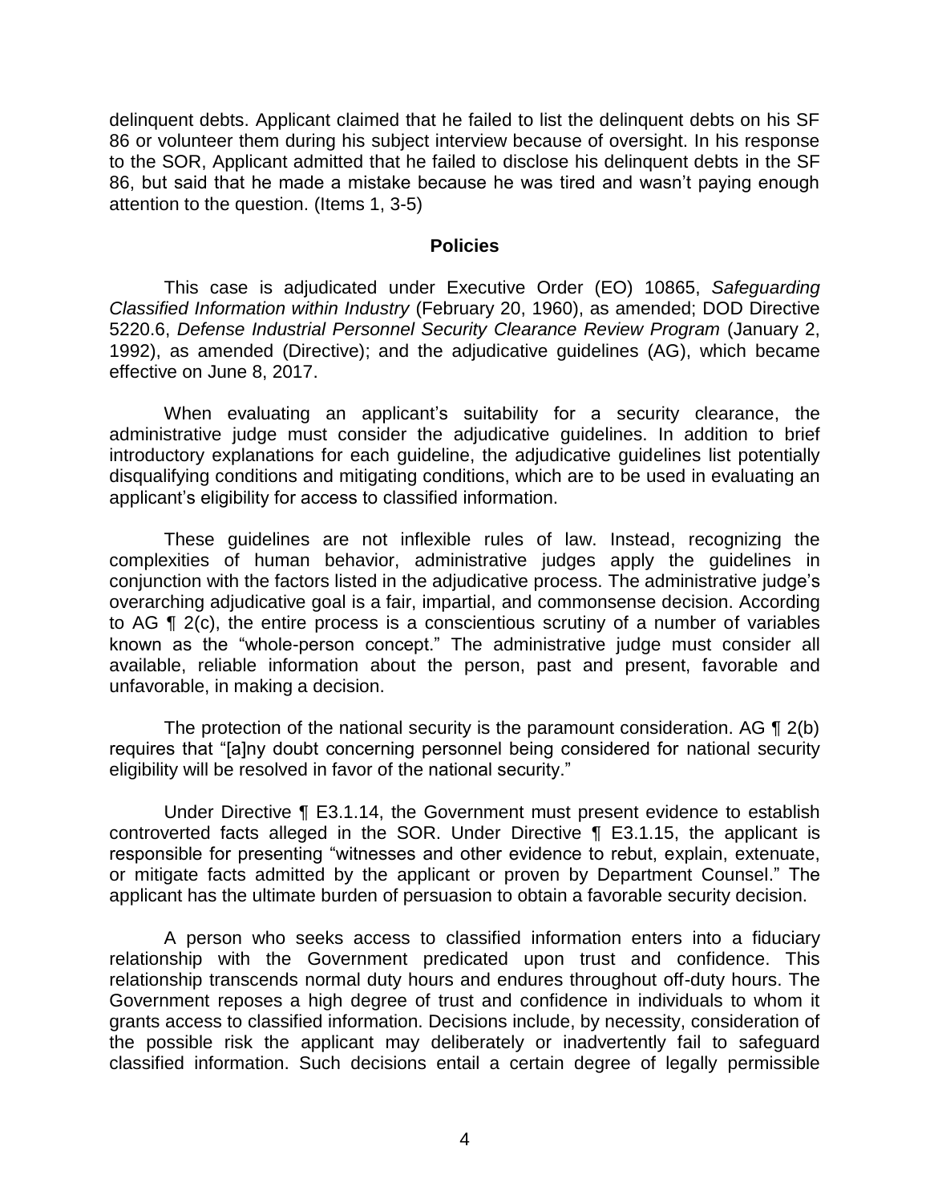delinquent debts. Applicant claimed that he failed to list the delinquent debts on his SF 86 or volunteer them during his subject interview because of oversight. In his response to the SOR, Applicant admitted that he failed to disclose his delinquent debts in the SF 86, but said that he made a mistake because he was tired and wasn't paying enough attention to the question. (Items 1, 3-5)

## Policies

This case is adjudicated under Executive Order (EO) 10865, *Safeguarding Classified Information within Industry* (February 20, 1960), as amended; DOD Directive 5220.6, *Defense Industrial Personnel Security Clearance Review Program* (January 2, 1992), as amended (Directive); and the adjudicative guidelines (AG), which became effective on June 8, 2017.

When evaluating an applicant's suitability for a security clearance, the administrative judge must consider the adjudicative guidelines. In addition to brief introductory explanations for each guideline, the adjudicative guidelines list potentially disqualifying conditions and mitigating conditions, which are to be used in evaluating an applicant's eligibility for access to classified information.

These guidelines are not inflexible rules of law. Instead, recognizing the complexities of human behavior, administrative judges apply the guidelines in conjunction with the factors listed in the adjudicative process. The administrative judge's overarching adjudicative goal is a fair, impartial, and commonsense decision. According to AG ¶ 2(c), the entire process is a conscientious scrutiny of a number of variables known as the "whole-person concept." The administrative judge must consider all available, reliable information about the person, past and present, favorable and unfavorable, in making a decision.

The protection of the national security is the paramount consideration. AG ¶ 2(b) requires that "[a]ny doubt concerning personnel being considered for national security eligibility will be resolved in favor of the national security."

Under Directive ¶ E3.1.14, the Government must present evidence to establish controverted facts alleged in the SOR. Under Directive ¶ E3.1.15, the applicant is responsible for presenting "witnesses and other evidence to rebut, explain, extenuate, or mitigate facts admitted by the applicant or proven by Department Counsel." The applicant has the ultimate burden of persuasion to obtain a favorable security decision.

A person who seeks access to classified information enters into a fiduciary relationship with the Government predicated upon trust and confidence. This relationship transcends normal duty hours and endures throughout off-duty hours. The Government reposes a high degree of trust and confidence in individuals to whom it grants access to classified information. Decisions include, by necessity, consideration of the possible risk the applicant may deliberately or inadvertently fail to safeguard classified information. Such decisions entail a certain degree of legally permissible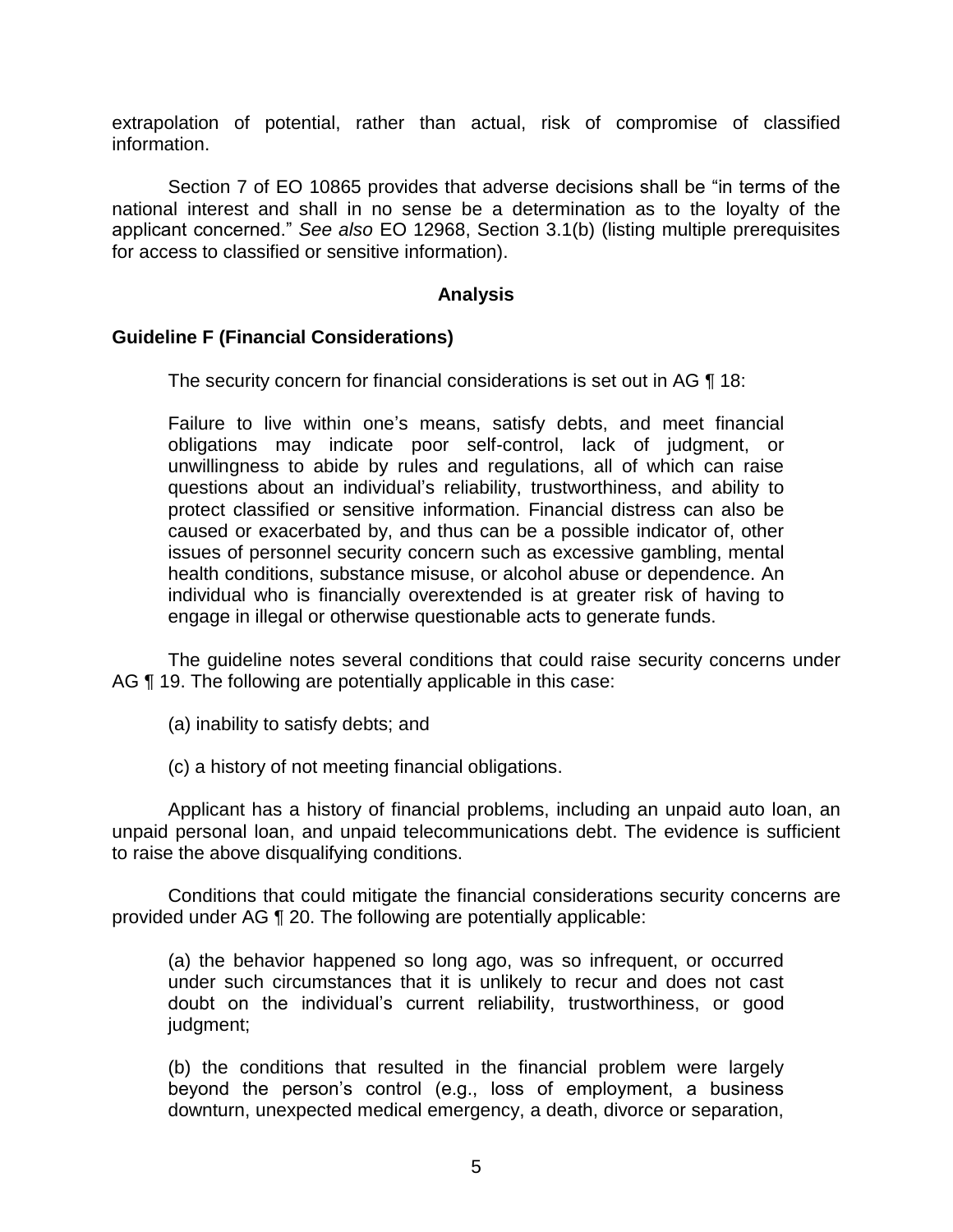extrapolation of potential, rather than actual, risk of compromise of classified information.

Section 7 of EO 10865 provides that adverse decisions shall be "in terms of the national interest and shall in no sense be a determination as to the loyalty of the applicant concerned." *See also* EO 12968, Section 3.1(b) (listing multiple prerequisites for access to classified or sensitive information).

## Analysis

### Guideline F (Financial Considerations)

The security concern for financial considerations is set out in AG ¶ 18:

> Failure to live within one's means, satisfy debts, and meet financial obligations may indicate poor self-control, lack of judgment, or unwillingness to abide by rules and regulations, all of which can raise questions about an individual's reliability, trustworthiness, and ability to protect classified or sensitive information. Financial distress can also be caused or exacerbated by, and thus can be a possible indicator of, other issues of personnel security concern such as excessive gambling, mental health conditions, substance misuse, or alcohol abuse or dependence. An individual who is financially overextended is at greater risk of having to engage in illegal or otherwise questionable acts to generate funds.

The guideline notes several conditions that could raise security concerns under AG ¶ 19. The following are potentially applicable in this case:

> (a) inability to satisfy debts; and
>
> (c) a history of not meeting financial obligations.

Applicant has a history of financial problems, including an unpaid auto loan, an unpaid personal loan, and unpaid telecommunications debt. The evidence is sufficient to raise the above disqualifying conditions.

Conditions that could mitigate the financial considerations security concerns are provided under AG ¶ 20. The following are potentially applicable:

> (a) the behavior happened so long ago, was so infrequent, or occurred under such circumstances that it is unlikely to recur and does not cast doubt on the individual's current reliability, trustworthiness, or good judgment;
>
> (b) the conditions that resulted in the financial problem were largely beyond the person's control (e.g., loss of employment, a business downturn, unexpected medical emergency, a death, divorce or separation,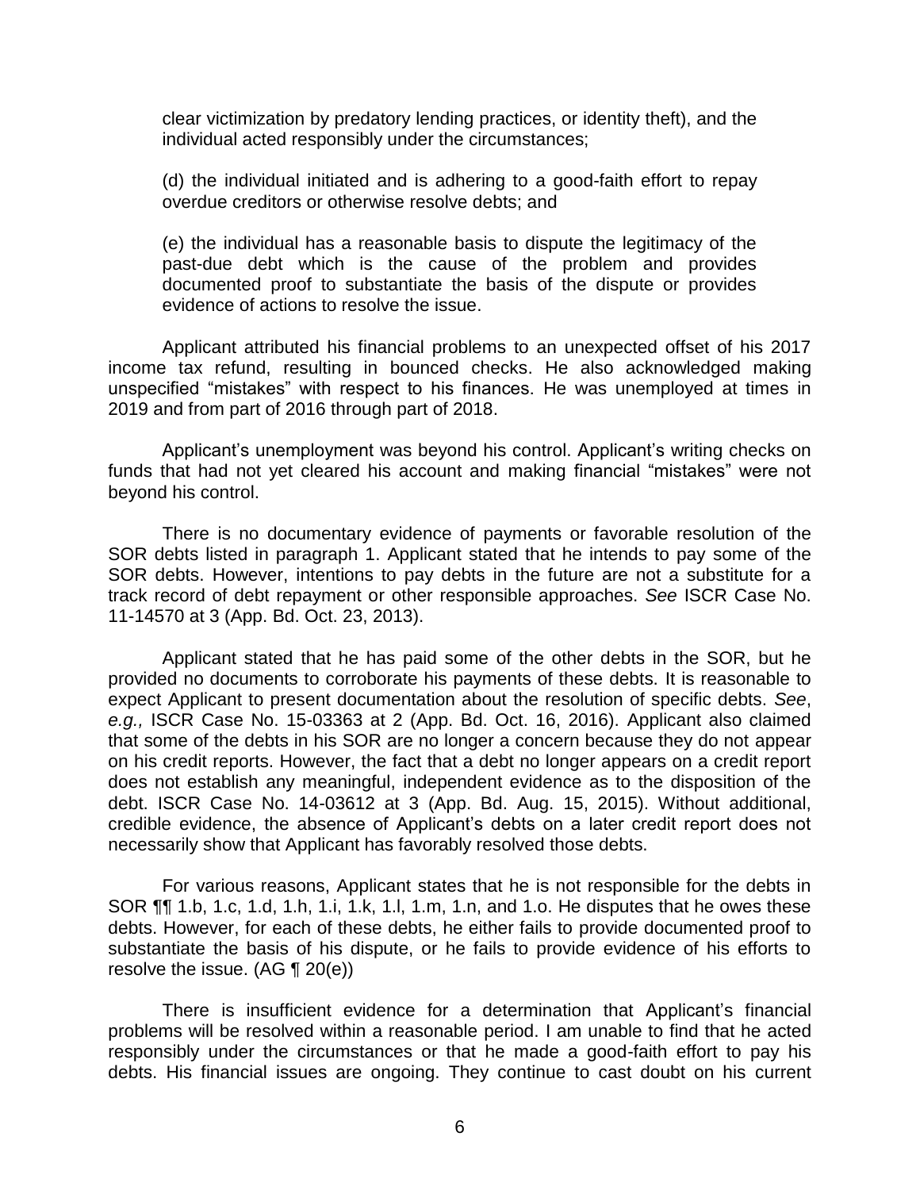clear victimization by predatory lending practices, or identity theft), and the individual acted responsibly under the circumstances;

(d) the individual initiated and is adhering to a good-faith effort to repay overdue creditors or otherwise resolve debts; and

(e) the individual has a reasonable basis to dispute the legitimacy of the past-due debt which is the cause of the problem and provides documented proof to substantiate the basis of the dispute or provides evidence of actions to resolve the issue.

Applicant attributed his financial problems to an unexpected offset of his 2017 income tax refund, resulting in bounced checks. He also acknowledged making unspecified "mistakes" with respect to his finances. He was unemployed at times in 2019 and from part of 2016 through part of 2018.

Applicant's unemployment was beyond his control. Applicant's writing checks on funds that had not yet cleared his account and making financial "mistakes" were not beyond his control.

There is no documentary evidence of payments or favorable resolution of the SOR debts listed in paragraph 1. Applicant stated that he intends to pay some of the SOR debts. However, intentions to pay debts in the future are not a substitute for a track record of debt repayment or other responsible approaches. *See* ISCR Case No. 11-14570 at 3 (App. Bd. Oct. 23, 2013).

Applicant stated that he has paid some of the other debts in the SOR, but he provided no documents to corroborate his payments of these debts. It is reasonable to expect Applicant to present documentation about the resolution of specific debts. *See*, *e.g.,* ISCR Case No. 15-03363 at 2 (App. Bd. Oct. 16, 2016). Applicant also claimed that some of the debts in his SOR are no longer a concern because they do not appear on his credit reports. However, the fact that a debt no longer appears on a credit report does not establish any meaningful, independent evidence as to the disposition of the debt. ISCR Case No. 14-03612 at 3 (App. Bd. Aug. 15, 2015). Without additional, credible evidence, the absence of Applicant's debts on a later credit report does not necessarily show that Applicant has favorably resolved those debts.

For various reasons, Applicant states that he is not responsible for the debts in SOR ¶¶ 1.b, 1.c, 1.d, 1.h, 1.i, 1.k, 1.l, 1.m, 1.n, and 1.o. He disputes that he owes these debts. However, for each of these debts, he either fails to provide documented proof to substantiate the basis of his dispute, or he fails to provide evidence of his efforts to resolve the issue. (AG ¶ 20(e))

There is insufficient evidence for a determination that Applicant's financial problems will be resolved within a reasonable period. I am unable to find that he acted responsibly under the circumstances or that he made a good-faith effort to pay his debts. His financial issues are ongoing. They continue to cast doubt on his current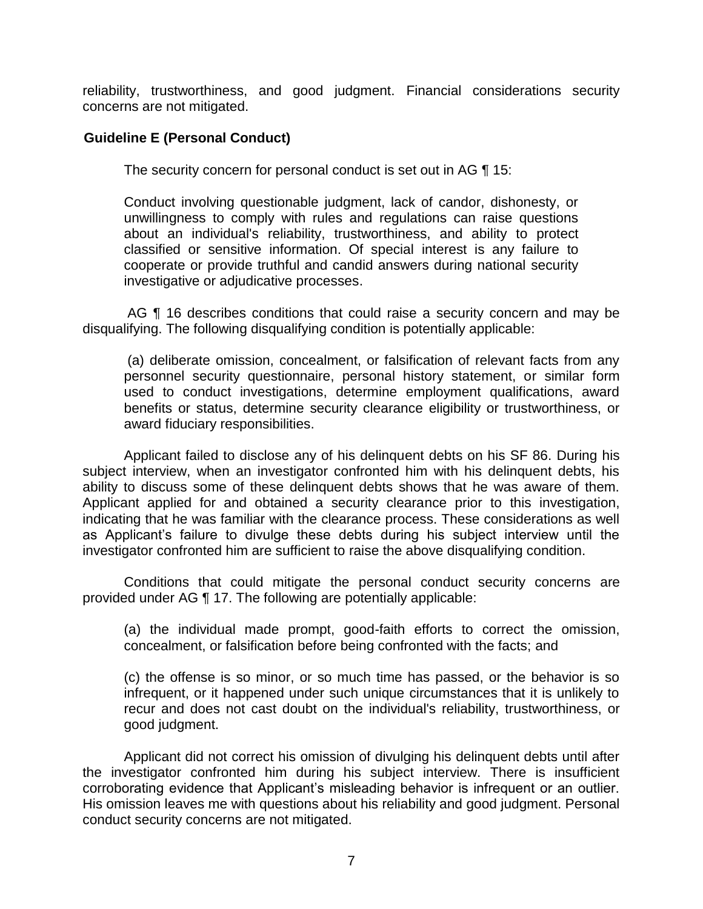reliability, trustworthiness, and good judgment. Financial considerations security concerns are not mitigated.

**Guideline E (Personal Conduct)**

The security concern for personal conduct is set out in AG ¶ 15:

> Conduct involving questionable judgment, lack of candor, dishonesty, or unwillingness to comply with rules and regulations can raise questions about an individual's reliability, trustworthiness, and ability to protect classified or sensitive information. Of special interest is any failure to cooperate or provide truthful and candid answers during national security investigative or adjudicative processes.

AG ¶ 16 describes conditions that could raise a security concern and may be disqualifying. The following disqualifying condition is potentially applicable:

> (a) deliberate omission, concealment, or falsification of relevant facts from any personnel security questionnaire, personal history statement, or similar form used to conduct investigations, determine employment qualifications, award benefits or status, determine security clearance eligibility or trustworthiness, or award fiduciary responsibilities.

Applicant failed to disclose any of his delinquent debts on his SF 86. During his subject interview, when an investigator confronted him with his delinquent debts, his ability to discuss some of these delinquent debts shows that he was aware of them. Applicant applied for and obtained a security clearance prior to this investigation, indicating that he was familiar with the clearance process. These considerations as well as Applicant's failure to divulge these debts during his subject interview until the investigator confronted him are sufficient to raise the above disqualifying condition.

Conditions that could mitigate the personal conduct security concerns are provided under AG ¶ 17. The following are potentially applicable:

> (a) the individual made prompt, good-faith efforts to correct the omission, concealment, or falsification before being confronted with the facts; and
>
> (c) the offense is so minor, or so much time has passed, or the behavior is so infrequent, or it happened under such unique circumstances that it is unlikely to recur and does not cast doubt on the individual's reliability, trustworthiness, or good judgment.

Applicant did not correct his omission of divulging his delinquent debts until after the investigator confronted him during his subject interview. There is insufficient corroborating evidence that Applicant's misleading behavior is infrequent or an outlier. His omission leaves me with questions about his reliability and good judgment. Personal conduct security concerns are not mitigated.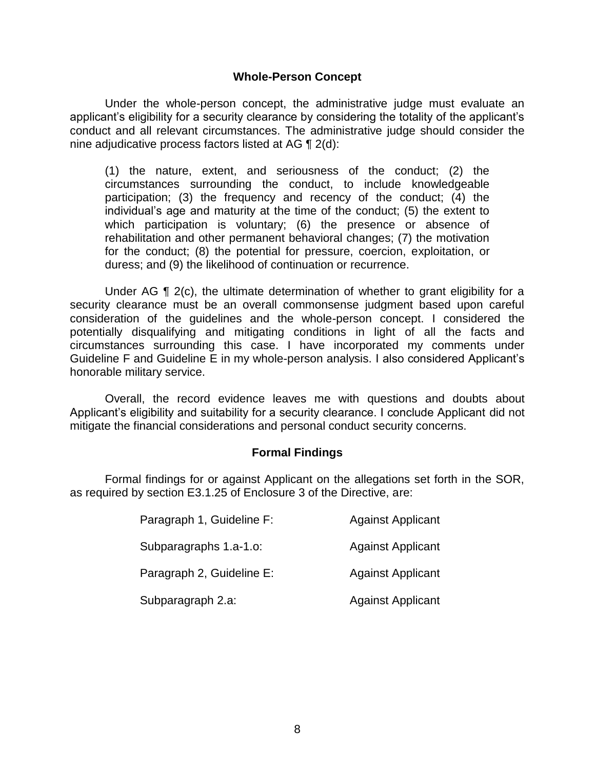## Whole-Person Concept

Under the whole-person concept, the administrative judge must evaluate an applicant's eligibility for a security clearance by considering the totality of the applicant's conduct and all relevant circumstances. The administrative judge should consider the nine adjudicative process factors listed at AG ¶ 2(d):

> (1) the nature, extent, and seriousness of the conduct; (2) the circumstances surrounding the conduct, to include knowledgeable participation; (3) the frequency and recency of the conduct; (4) the individual's age and maturity at the time of the conduct; (5) the extent to which participation is voluntary; (6) the presence or absence of rehabilitation and other permanent behavioral changes; (7) the motivation for the conduct; (8) the potential for pressure, coercion, exploitation, or duress; and (9) the likelihood of continuation or recurrence.

Under AG ¶ 2(c), the ultimate determination of whether to grant eligibility for a security clearance must be an overall commonsense judgment based upon careful consideration of the guidelines and the whole-person concept. I considered the potentially disqualifying and mitigating conditions in light of all the facts and circumstances surrounding this case. I have incorporated my comments under Guideline F and Guideline E in my whole-person analysis. I also considered Applicant's honorable military service.

Overall, the record evidence leaves me with questions and doubts about Applicant's eligibility and suitability for a security clearance. I conclude Applicant did not mitigate the financial considerations and personal conduct security concerns.

## Formal Findings

Formal findings for or against Applicant on the allegations set forth in the SOR, as required by section E3.1.25 of Enclosure 3 of the Directive, are:

| | |
|---|---|
| Paragraph 1, Guideline F: | Against Applicant |
| Subparagraphs 1.a-1.o: | Against Applicant |
| Paragraph 2, Guideline E: | Against Applicant |
| Subparagraph 2.a: | Against Applicant |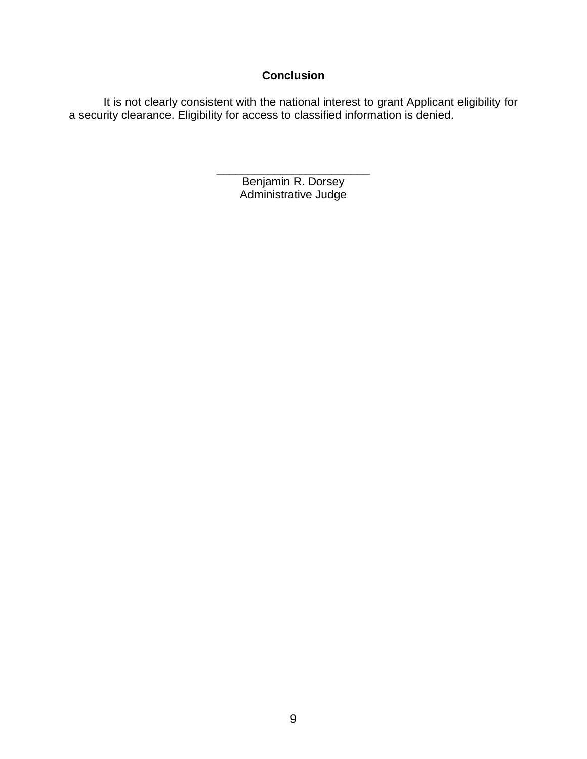## Conclusion

It is not clearly consistent with the national interest to grant Applicant eligibility for a security clearance. Eligibility for access to classified information is denied.

________________________
Benjamin R. Dorsey
Administrative Judge